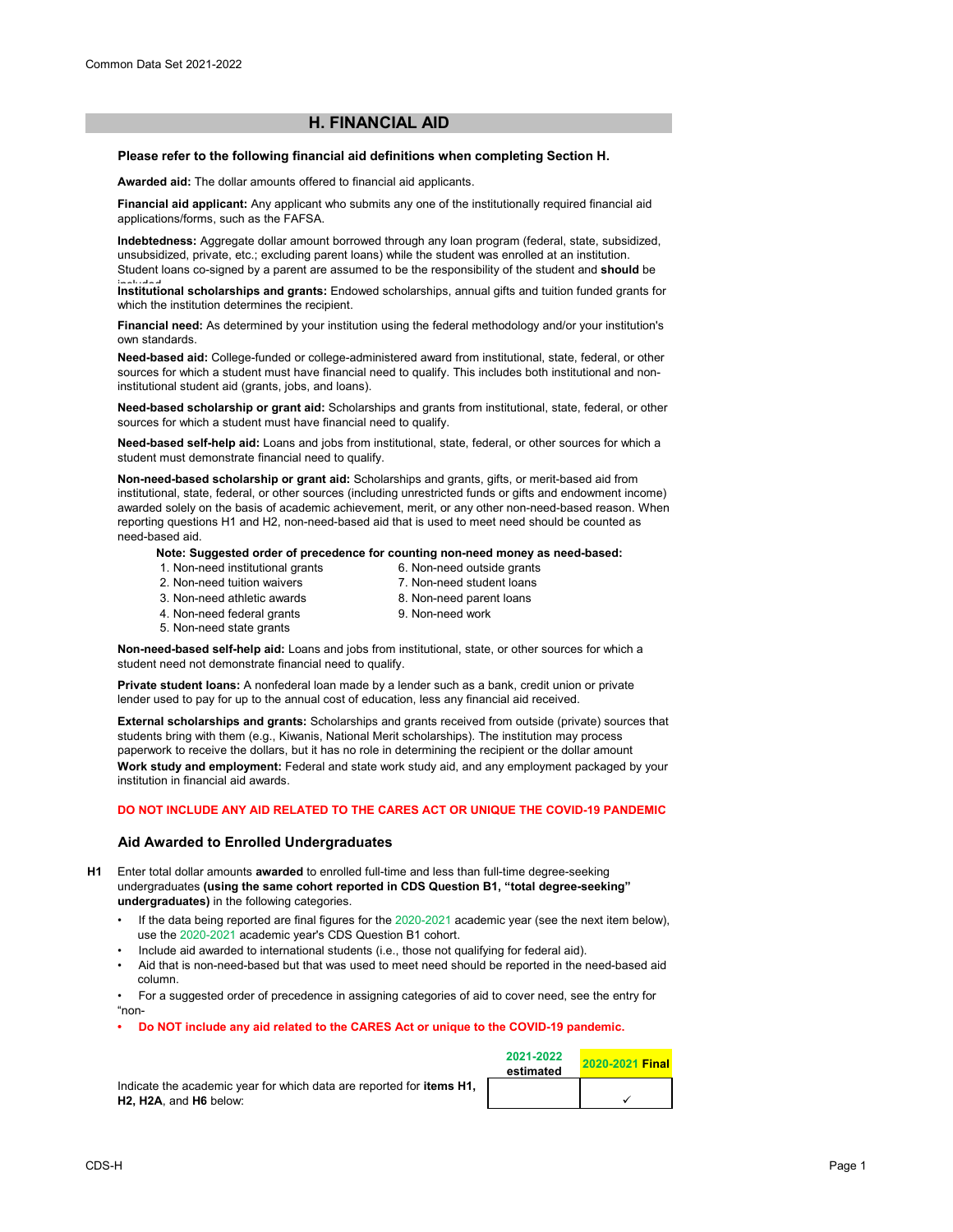## H. FINANCIAL AID

**Please refer to the following financial aid definitions when completing Section H.**

**Awarded aid:** The dollar amounts offered to financial aid applicants.

**Financial aid applicant:** Any applicant who submits any one of the institutionally required financial aid applications/forms, such as the FAFSA.

**Indebtedness:** Aggregate dollar amount borrowed through any loan program (federal, state, subsidized, unsubsidized, private, etc.; excluding parent loans) while the student was enrolled at an institution. Student loans co-signed by a parent are assumed to be the responsibility of the student and **should** be included.

**Institutional scholarships and grants:** Endowed scholarships, annual gifts and tuition funded grants for which the institution determines the recipient.

**Financial need:** As determined by your institution using the federal methodology and/or your institution's own standards.

**Need-based aid:** College-funded or college-administered award from institutional, state, federal, or other sources for which a student must have financial need to qualify. This includes both institutional and non-institutional student aid (grants, jobs, and loans).

**Need-based scholarship or grant aid:** Scholarships and grants from institutional, state, federal, or other sources for which a student must have financial need to qualify.

**Need-based self-help aid:** Loans and jobs from institutional, state, federal, or other sources for which a student must demonstrate financial need to qualify.

**Non-need-based scholarship or grant aid:** Scholarships and grants, gifts, or merit-based aid from institutional, state, federal, or other sources (including unrestricted funds or gifts and endowment income) awarded solely on the basis of academic achievement, merit, or any other non-need-based reason. When reporting questions H1 and H2, non-need-based aid that is used to meet need should be counted as need-based aid.

**Note: Suggested order of precedence for counting non-need money as need-based:**

1. Non-need institutional grants
2. Non-need tuition waivers
3. Non-need athletic awards
4. Non-need federal grants
5. Non-need state grants
6. Non-need outside grants
7. Non-need student loans
8. Non-need parent loans
9. Non-need work

**Non-need-based self-help aid:** Loans and jobs from institutional, state, or other sources for which a student need not demonstrate financial need to qualify.

**Private student loans:** A nonfederal loan made by a lender such as a bank, credit union or private lender used to pay for up to the annual cost of education, less any financial aid received.

**External scholarships and grants:** Scholarships and grants received from outside (private) sources that students bring with them (e.g., Kiwanis, National Merit scholarships). The institution may process paperwork to receive the dollars, but it has no role in determining the recipient or the dollar amount

**Work study and employment:** Federal and state work study aid, and any employment packaged by your institution in financial aid awards.

**DO NOT INCLUDE ANY AID RELATED TO THE CARES ACT OR UNIQUE THE COVID-19 PANDEMIC**

### Aid Awarded to Enrolled Undergraduates

**H1** Enter total dollar amounts **awarded** to enrolled full-time and less than full-time degree-seeking undergraduates **(using the same cohort reported in CDS Question B1, "total degree-seeking" undergraduates)** in the following categories.

- If the data being reported are final figures for the 2020-2021 academic year (see the next item below), use the 2020-2021 academic year's CDS Question B1 cohort.
- Include aid awarded to international students (i.e., those not qualifying for federal aid).
- Aid that is non-need-based but that was used to meet need should be reported in the need-based aid column.
- For a suggested order of precedence in assigning categories of aid to cover need, see the entry for "non-
- **Do NOT include any aid related to the CARES Act or unique to the COVID-19 pandemic.**

| | 2021-2022 estimated | 2020-2021 Final |
|---|---|---|
| Indicate the academic year for which data are reported for **items H1, H2, H2A**, and **H6** below: | | ✓ |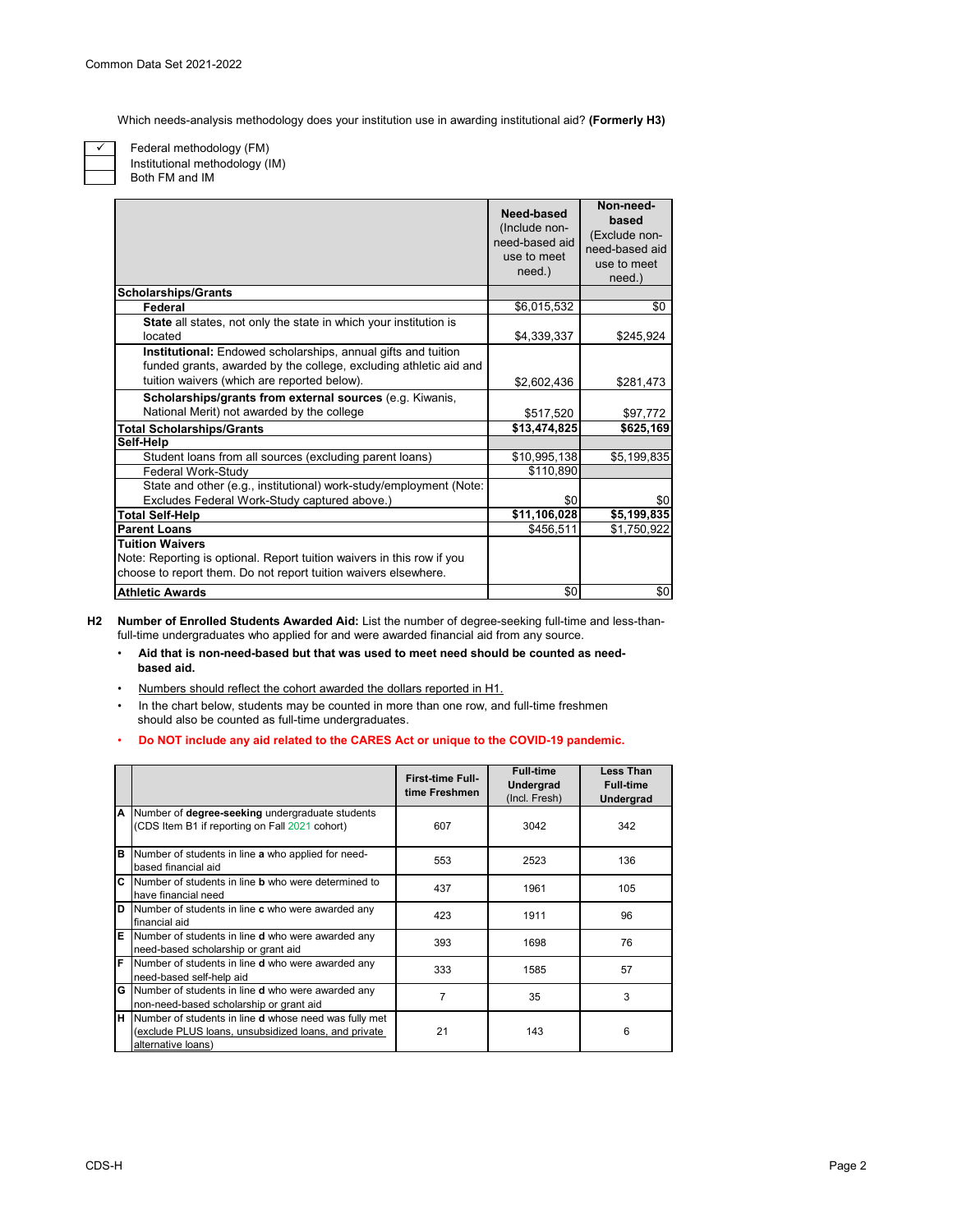Which needs-analysis methodology does your institution use in awarding institutional aid? **(Formerly H3)**

| | |
|---|---|
| ✓ | Federal methodology (FM) |
| | Institutional methodology (IM) |
| | Both FM and IM |

| | **Need-based** (Include non-need-based aid use to meet need.) | **Non-need-based** (Exclude non-need-based aid use to meet need.) |
|---|---|---|
| **Scholarships/Grants** | | |
| **Federal** | $6,015,532 | $0 |
| **State** all states, not only the state in which your institution is located | $4,339,337 | $245,924 |
| **Institutional:** Endowed scholarships, annual gifts and tuition funded grants, awarded by the college, excluding athletic aid and tuition waivers (which are reported below). | $2,602,436 | $281,473 |
| **Scholarships/grants from external sources** (e.g. Kiwanis, National Merit) not awarded by the college | $517,520 | $97,772 |
| **Total Scholarships/Grants** | **$13,474,825** | **$625,169** |
| **Self-Help** | | |
| Student loans from all sources (excluding parent loans) | $10,995,138 | $5,199,835 |
| Federal Work-Study | $110,890 | |
| State and other (e.g., institutional) work-study/employment (Note: Excludes Federal Work-Study captured above.) | $0 | $0 |
| **Total Self-Help** | **$11,106,028** | **$5,199,835** |
| **Parent Loans** | $456,511 | $1,750,922 |
| **Tuition Waivers** Note: Reporting is optional. Report tuition waivers in this row if you choose to report them. Do not report tuition waivers elsewhere. | | |
| **Athletic Awards** | $0 | $0 |

**H2** **Number of Enrolled Students Awarded Aid:** List the number of degree-seeking full-time and less-than-full-time undergraduates who applied for and were awarded financial aid from any source.

- **Aid that is non-need-based but that was used to meet need should be counted as need-based aid.**
- Numbers should reflect the cohort awarded the dollars reported in H1.
- In the chart below, students may be counted in more than one row, and full-time freshmen should also be counted as full-time undergraduates.
- **Do NOT include any aid related to the CARES Act or unique to the COVID-19 pandemic.**

| | | **First-time Full-time Freshmen** | **Full-time Undergrad (Incl. Fresh)** | **Less Than Full-time Undergrad** |
|---|---|---|---|---|
| **A** | Number of **degree-seeking** undergraduate students (CDS Item B1 if reporting on Fall 2021 cohort) | 607 | 3042 | 342 |
| **B** | Number of students in line **a** who applied for need-based financial aid | 553 | 2523 | 136 |
| **C** | Number of students in line **b** who were determined to have financial need | 437 | 1961 | 105 |
| **D** | Number of students in line **c** who were awarded any financial aid | 423 | 1911 | 96 |
| **E** | Number of students in line **d** who were awarded any need-based scholarship or grant aid | 393 | 1698 | 76 |
| **F** | Number of students in line **d** who were awarded any need-based self-help aid | 333 | 1585 | 57 |
| **G** | Number of students in line **d** who were awarded any non-need-based scholarship or grant aid | 7 | 35 | 3 |
| **H** | Number of students in line **d** whose need was fully met (exclude PLUS loans, unsubsidized loans, and private alternative loans) | 21 | 143 | 6 |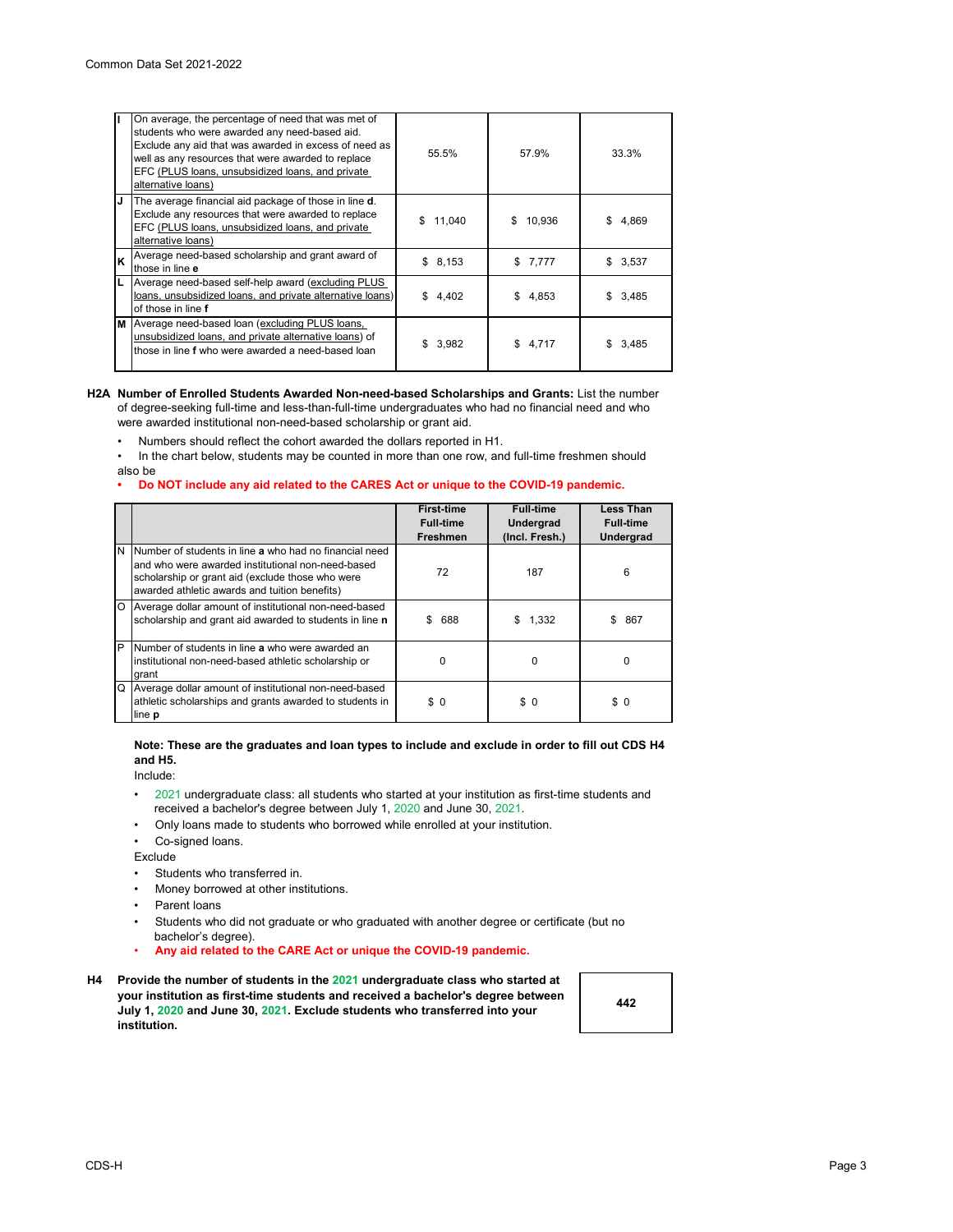| | | | | |
|---|---|---|---|---|
| I | On average, the percentage of need that was met of students who were awarded any need-based aid. Exclude any aid that was awarded in excess of need as well as any resources that were awarded to replace EFC (PLUS loans, unsubsidized loans, and private alternative loans) | 55.5% | 57.9% | 33.3% |
| J | The average financial aid package of those in line **d**. Exclude any resources that were awarded to replace EFC (PLUS loans, unsubsidized loans, and private alternative loans) | $ 11,040 | $ 10,936 | $ 4,869 |
| K | Average need-based scholarship and grant award of those in line **e** | $ 8,153 | $ 7,777 | $ 3,537 |
| L | Average need-based self-help award (excluding PLUS loans, unsubsidized loans, and private alternative loans) of those in line **f** | $ 4,402 | $ 4,853 | $ 3,485 |
| M | Average need-based loan (excluding PLUS loans, unsubsidized loans, and private alternative loans) of those in line **f** who were awarded a need-based loan | $ 3,982 | $ 4,717 | $ 3,485 |

**H2A Number of Enrolled Students Awarded Non-need-based Scholarships and Grants:** List the number of degree-seeking full-time and less-than-full-time undergraduates who had no financial need and who were awarded institutional non-need-based scholarship or grant aid.

- Numbers should reflect the cohort awarded the dollars reported in H1.
- In the chart below, students may be counted in more than one row, and full-time freshmen should also be
- **Do NOT include any aid related to the CARES Act or unique to the COVID-19 pandemic.**

| | | First-time Full-time Freshmen | Full-time Undergrad (Incl. Fresh.) | Less Than Full-time Undergrad |
|---|---|---|---|---|
| N | Number of students in line **a** who had no financial need and who were awarded institutional non-need-based scholarship or grant aid (exclude those who were awarded athletic awards and tuition benefits) | 72 | 187 | 6 |
| O | Average dollar amount of institutional non-need-based scholarship and grant aid awarded to students in line **n** | $ 688 | $ 1,332 | $ 867 |
| P | Number of students in line **a** who were awarded an institutional non-need-based athletic scholarship or grant | 0 | 0 | 0 |
| Q | Average dollar amount of institutional non-need-based athletic scholarships and grants awarded to students in line **p** | $ 0 | $ 0 | $ 0 |

**Note: These are the graduates and loan types to include and exclude in order to fill out CDS H4 and H5.**

Include:

- 2021 undergraduate class: all students who started at your institution as first-time students and received a bachelor's degree between July 1, 2020 and June 30, 2021.
- Only loans made to students who borrowed while enrolled at your institution.
- Co-signed loans.

Exclude

- Students who transferred in.
- Money borrowed at other institutions.
- Parent loans
- Students who did not graduate or who graduated with another degree or certificate (but no bachelor's degree).
- **Any aid related to the CARE Act or unique the COVID-19 pandemic.**

| | | |
|---|---|---|
| **H4** | **Provide the number of students in the 2021 undergraduate class who started at your institution as first-time students and received a bachelor's degree between July 1, 2020 and June 30, 2021. Exclude students who transferred into your institution.** | **442** |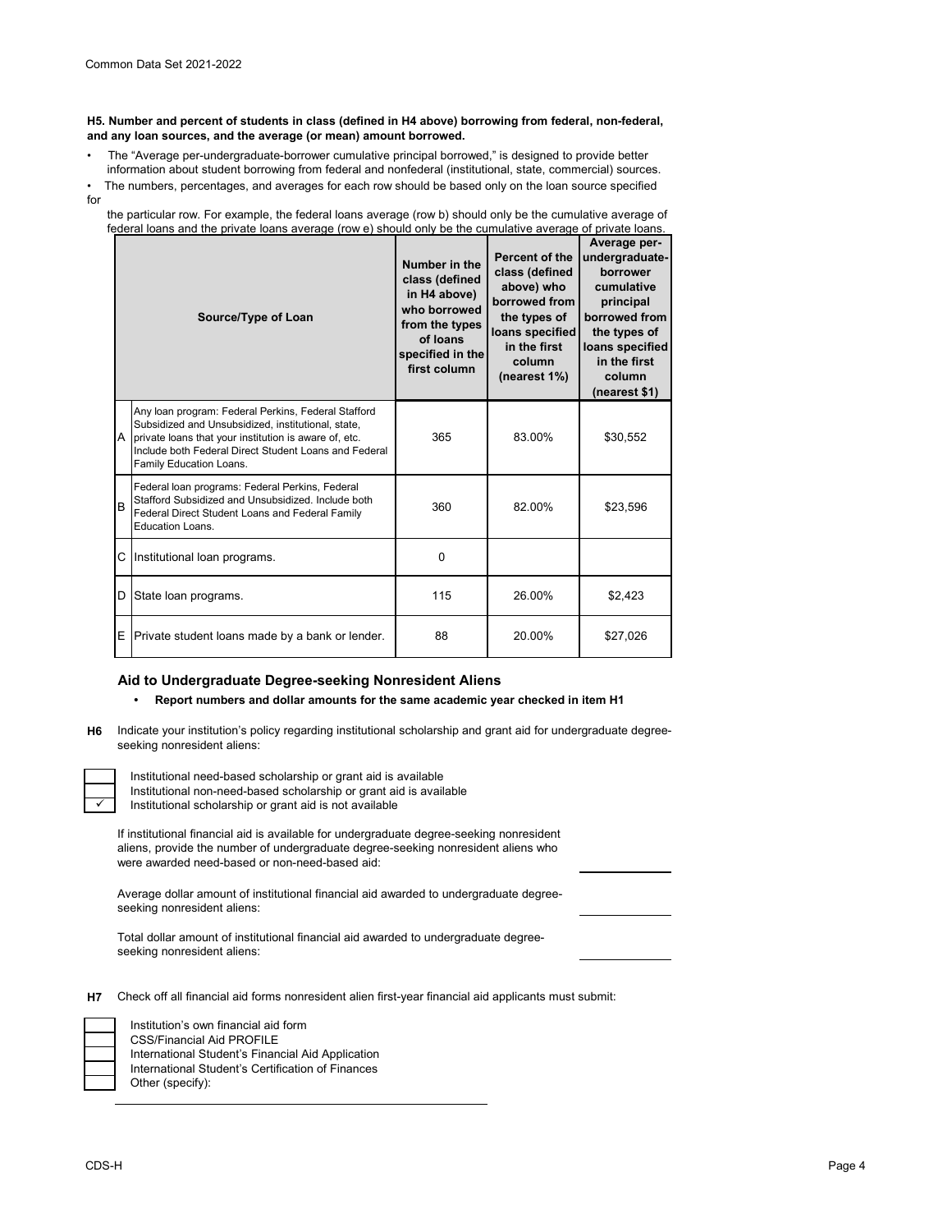**H5. Number and percent of students in class (defined in H4 above) borrowing from federal, non-federal, and any loan sources, and the average (or mean) amount borrowed.**

- The "Average per-undergraduate-borrower cumulative principal borrowed," is designed to provide better information about student borrowing from federal and nonfederal (institutional, state, commercial) sources.
- The numbers, percentages, and averages for each row should be based only on the loan source specified for the particular row. For example, the federal loans average (row b) should only be the cumulative average of federal loans and the private loans average (row e) should only be the cumulative average of private loans.

| | Source/Type of Loan | Number in the class (defined in H4 above) who borrowed from the types of loans specified in the first column | Percent of the class (defined above) who borrowed from the types of loans specified in the first column (nearest 1%) | Average per-undergraduate-borrower cumulative principal borrowed from the types of loans specified in the first column (nearest $1) |
|---|---|---|---|---|
| A | Any loan program: Federal Perkins, Federal Stafford Subsidized and Unsubsidized, institutional, state, private loans that your institution is aware of, etc. Include both Federal Direct Student Loans and Federal Family Education Loans. | 365 | 83.00% | $30,552 |
| B | Federal loan programs: Federal Perkins, Federal Stafford Subsidized and Unsubsidized. Include both Federal Direct Student Loans and Federal Family Education Loans. | 360 | 82.00% | $23,596 |
| C | Institutional loan programs. | 0 | | |
| D | State loan programs. | 115 | 26.00% | $2,423 |
| E | Private student loans made by a bank or lender. | 88 | 20.00% | $27,026 |

### Aid to Undergraduate Degree-seeking Nonresident Aliens

- **Report numbers and dollar amounts for the same academic year checked in item H1**

**H6** Indicate your institution's policy regarding institutional scholarship and grant aid for undergraduate degree-seeking nonresident aliens:

- [ ] Institutional need-based scholarship or grant aid is available
- [ ] Institutional non-need-based scholarship or grant aid is available
- [x] Institutional scholarship or grant aid is not available

If institutional financial aid is available for undergraduate degree-seeking nonresident aliens, provide the number of undergraduate degree-seeking nonresident aliens who were awarded need-based or non-need-based aid: ______

Average dollar amount of institutional financial aid awarded to undergraduate degree-seeking nonresident aliens: ______

Total dollar amount of institutional financial aid awarded to undergraduate degree-seeking nonresident aliens: ______

**H7** Check off all financial aid forms nonresident alien first-year financial aid applicants must submit:

- [ ] Institution's own financial aid form
- [ ] CSS/Financial Aid PROFILE
- [ ] International Student's Financial Aid Application
- [ ] International Student's Certification of Finances
- [ ] Other (specify): ______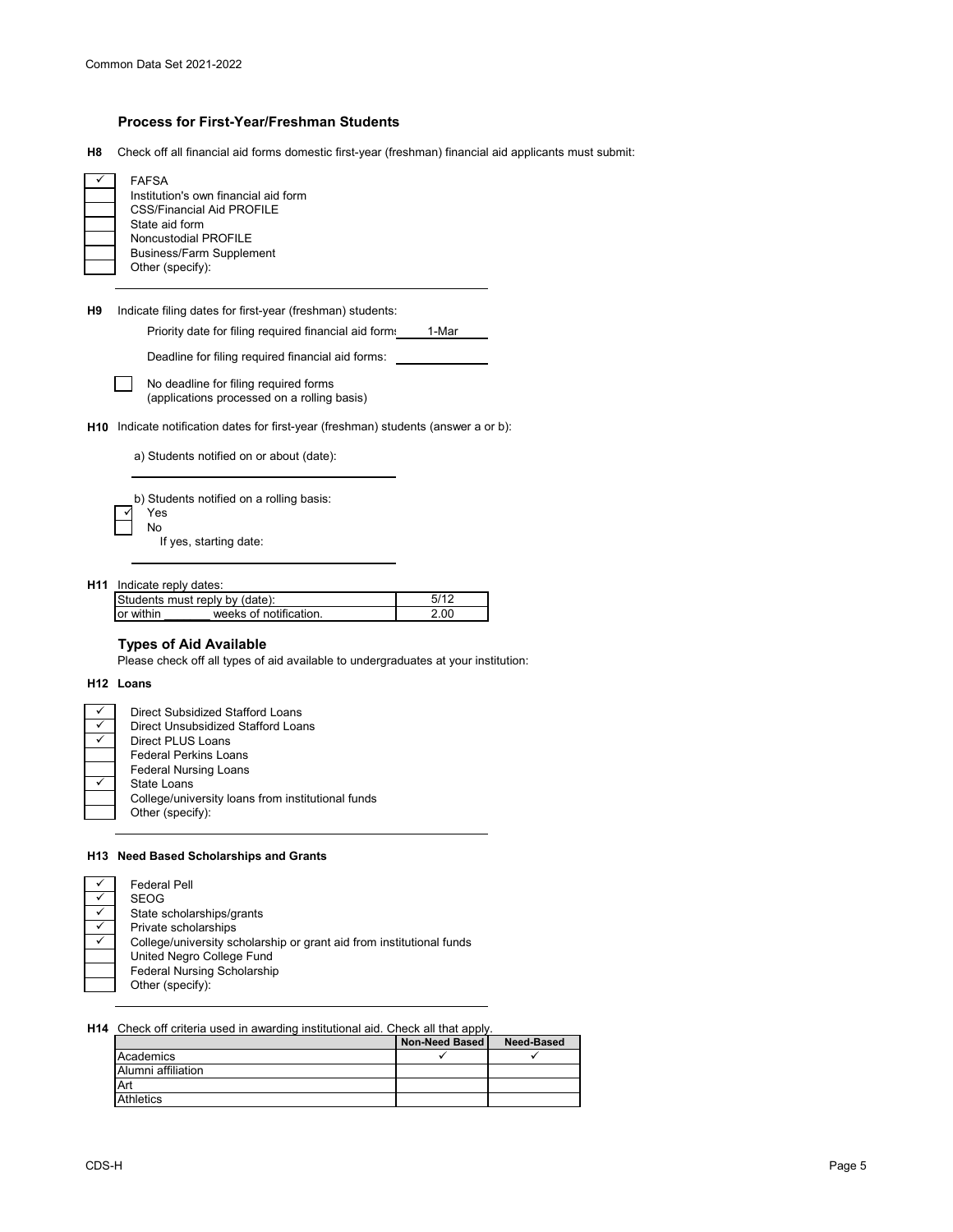### Process for First-Year/Freshman Students

**H8** Check off all financial aid forms domestic first-year (freshman) financial aid applicants must submit:

| | |
|---|---|
| ✓ | FAFSA |
| | Institution's own financial aid form |
| | CSS/Financial Aid PROFILE |
| | State aid form |
| | Noncustodial PROFILE |
| | Business/Farm Supplement |
| | Other (specify): |

**H9** Indicate filing dates for first-year (freshman) students:

Priority date for filing required financial aid forms: 1-Mar

Deadline for filing required financial aid forms:

☐ No deadline for filing required forms (applications processed on a rolling basis)

**H10** Indicate notification dates for first-year (freshman) students (answer a or b):

a) Students notified on or about (date):

b) Students notified on a rolling basis:

| | |
|---|---|
| ✓ | Yes |
| | No |

If yes, starting date:

**H11** Indicate reply dates:

| | |
|---|---|
| Students must reply by (date): | 5/12 |
| or within _______ weeks of notification. | 2.00 |

### Types of Aid Available

Please check off all types of aid available to undergraduates at your institution:

**H12 Loans**

| | |
|---|---|
| ✓ | Direct Subsidized Stafford Loans |
| ✓ | Direct Unsubsidized Stafford Loans |
| ✓ | Direct PLUS Loans |
| | Federal Perkins Loans |
| | Federal Nursing Loans |
| ✓ | State Loans |
| | College/university loans from institutional funds |
| | Other (specify): |

**H13 Need Based Scholarships and Grants**

| | |
|---|---|
| ✓ | Federal Pell |
| ✓ | SEOG |
| ✓ | State scholarships/grants |
| ✓ | Private scholarships |
| ✓ | College/university scholarship or grant aid from institutional funds |
| | United Negro College Fund |
| | Federal Nursing Scholarship |
| | Other (specify): |

**H14** Check off criteria used in awarding institutional aid. Check all that apply.

| | Non-Need Based | Need-Based |
|---|---|---|
| Academics | ✓ | ✓ |
| Alumni affiliation | | |
| Art | | |
| Athletics | | |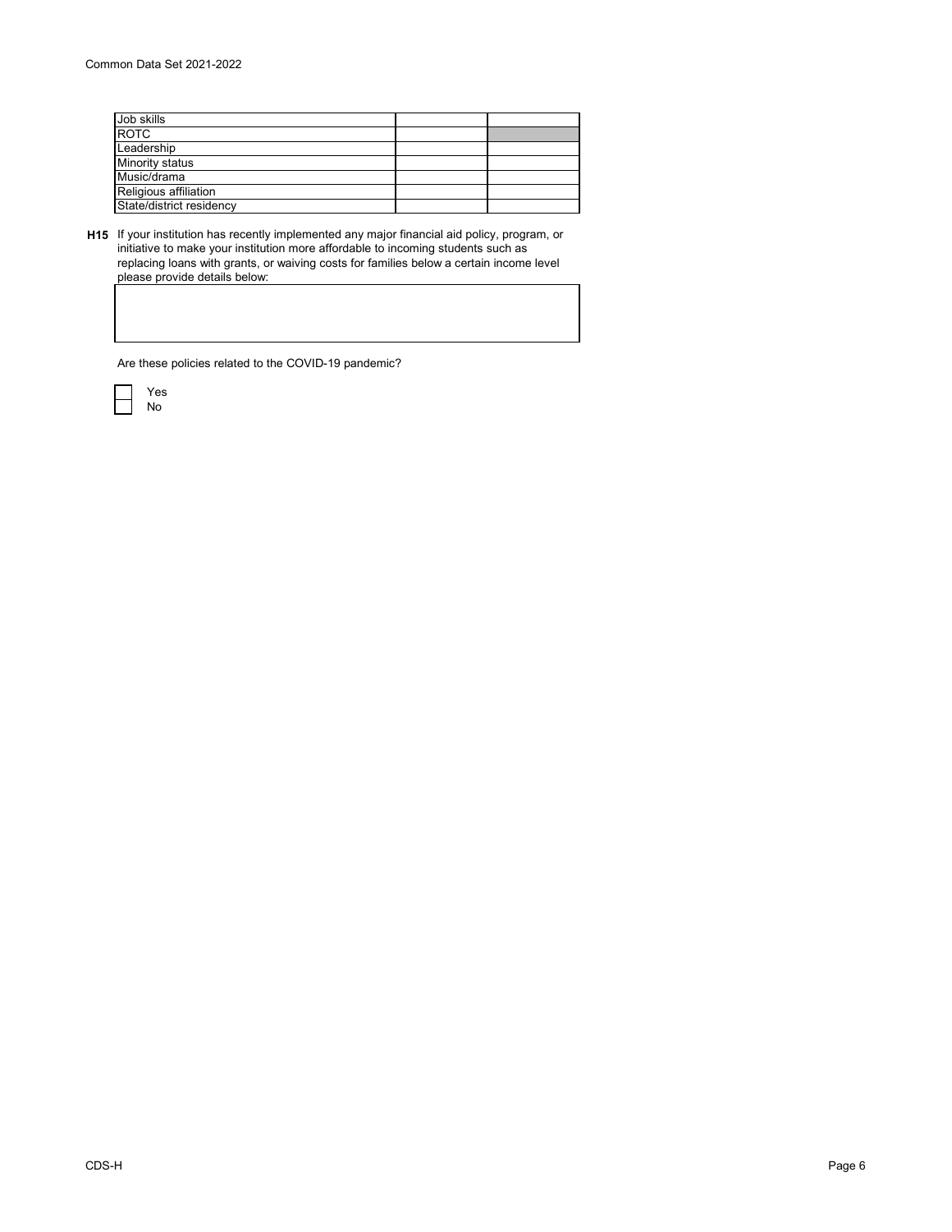| | | |
|---|---|---|
| Job skills | | |
| ROTC | | |
| Leadership | | |
| Minority status | | |
| Music/drama | | |
| Religious affiliation | | |
| State/district residency | | |

**H15** If your institution has recently implemented any major financial aid policy, program, or initiative to make your institution more affordable to incoming students such as replacing loans with grants, or waiving costs for families below a certain income level please provide details below:

Are these policies related to the COVID-19 pandemic?

- [ ] Yes
- [ ] No